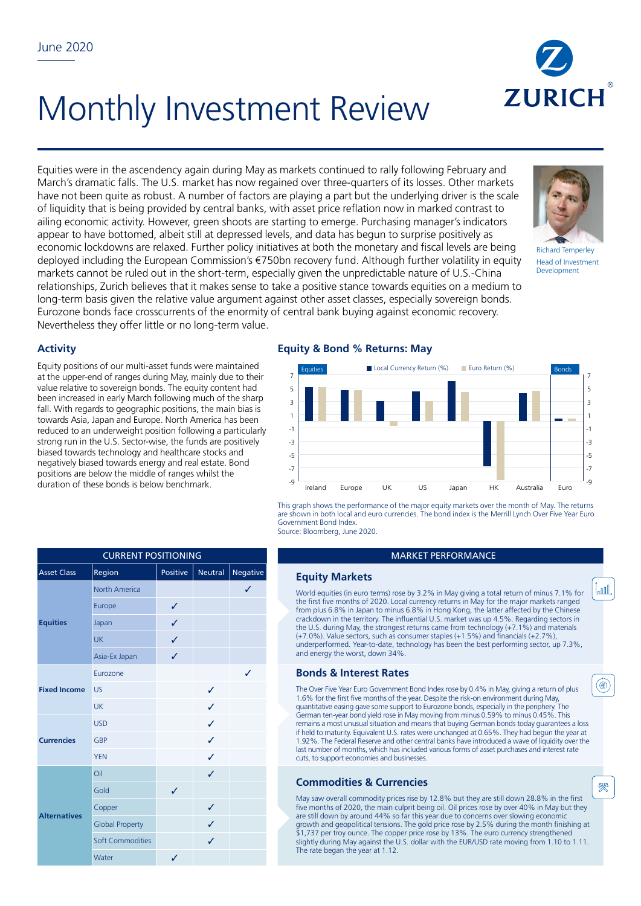June 2020

# Monthly Investment Review

ZURICH

Equities were in the ascendency again during May as markets continued to rally following February and March's dramatic falls. The U.S. market has now regained over three-quarters of its losses. Other markets have not been quite as robust. A number of factors are playing a part but the underlying driver is the scale of liquidity that is being provided by central banks, with asset price reflation now in marked contrast to ailing economic activity. However, green shoots are starting to emerge. Purchasing manager's indicators appear to have bottomed, albeit still at depressed levels, and data has begun to surprise positively as economic lockdowns are relaxed. Further policy initiatives at both the monetary and fiscal levels are being deployed including the European Commission's €750bn recovery fund. Although further volatility in equity markets cannot be ruled out in the short-term, especially given the unpredictable nature of U.S.-China relationships, Zurich believes that it makes sense to take a positive stance towards equities on a medium to long-term basis given the relative value argument against other asset classes, especially sovereign bonds. Eurozone bonds face crosscurrents of the enormity of central bank buying against economic recovery. Nevertheless they offer little or no long-term value.

Richard Temperley
Head of Investment Development

## Activity

Equity positions of our multi-asset funds were maintained at the upper-end of ranges during May, mainly due to their value relative to sovereign bonds. The equity content had been increased in early March following much of the sharp fall. With regards to geographic positions, the main bias is towards Asia, Japan and Europe. North America has been reduced to an underweight position following a particularly strong run in the U.S. Sector-wise, the funds are positively biased towards technology and healthcare stocks and negatively biased towards energy and real estate. Bond positions are below the middle of ranges whilst the duration of these bonds is below benchmark.

## Equity & Bond % Returns: May

Equities | Local Currency Return (%) | Euro Return (%) | Bonds

7, 5, 3, 1, -1, -3, -5, -7, -9

Ireland, Europe, UK, US, Japan, HK, Australia, Euro

This graph shows the performance of the major equity markets over the month of May. The returns are shown in both local and euro currencies. The bond index is the Merrill Lynch Over Five Year Euro Government Bond Index.
Source: Bloomberg, June 2020.

| CURRENT POSITIONING | | | | |
|---|---|---|---|---|
| Asset Class | Region | Positive | Neutral | Negative |
| Equities | North America | | | ✓ |
| | Europe | ✓ | | |
| | Japan | ✓ | | |
| | UK | ✓ | | |
| | Asia-Ex Japan | ✓ | | |
| Fixed Income | Eurozone | | | ✓ |
| | US | | ✓ | |
| | UK | | ✓ | |
| Currencies | USD | | ✓ | |
| | GBP | | ✓ | |
| | YEN | | ✓ | |
| Alternatives | Oil | | ✓ | |
| | Gold | ✓ | | |
| | Copper | | ✓ | |
| | Global Property | | ✓ | |
| | Soft Commodities | | ✓ | |
| | Water | ✓ | | |

## MARKET PERFORMANCE

### Equity Markets

World equities (in euro terms) rose by 3.2% in May giving a total return of minus 7.1% for the first five months of 2020. Local currency returns in May for the major markets ranged from plus 6.8% in Japan to minus 6.8% in Hong Kong, the latter affected by the Chinese crackdown in the territory. The influential U.S. market was up 4.5%. Regarding sectors in the U.S. during May, the strongest returns came from technology (+7.1%) and materials (+7.0%). Value sectors, such as consumer staples (+1.5%) and financials (+2.7%), underperformed. Year-to-date, technology has been the best performing sector, up 7.3%, and energy the worst, down 34%.

### Bonds & Interest Rates

The Over Five Year Euro Government Bond Index rose by 0.4% in May, giving a return of plus 1.6% for the first five months of the year. Despite the risk-on environment during May, quantitative easing gave some support to Eurozone bonds, especially in the periphery. The German ten-year bond yield rose in May moving from minus 0.59% to minus 0.45%. This remains a most unusual situation and means that buying German bonds today guarantees a loss if held to maturity. Equivalent U.S. rates were unchanged at 0.65%. They had begun the year at 1.92%. The Federal Reserve and other central banks have introduced a wave of liquidity over the last number of months, which has included various forms of asset purchases and interest rate cuts, to support economies and businesses.

### Commodities & Currencies

May saw overall commodity prices rise by 12.8% but they are still down 28.8% in the first five months of 2020, the main culprit being oil. Oil prices rose by over 40% in May but they are still down by around 44% so far this year due to concerns over slowing economic growth and geopolitical tensions. The gold price rose by 2.5% during the month finishing at $1,737 per troy ounce. The copper price rose by 13%. The euro currency strengthened slightly during May against the U.S. dollar with the EUR/USD rate moving from 1.10 to 1.11. The rate began the year at 1.12.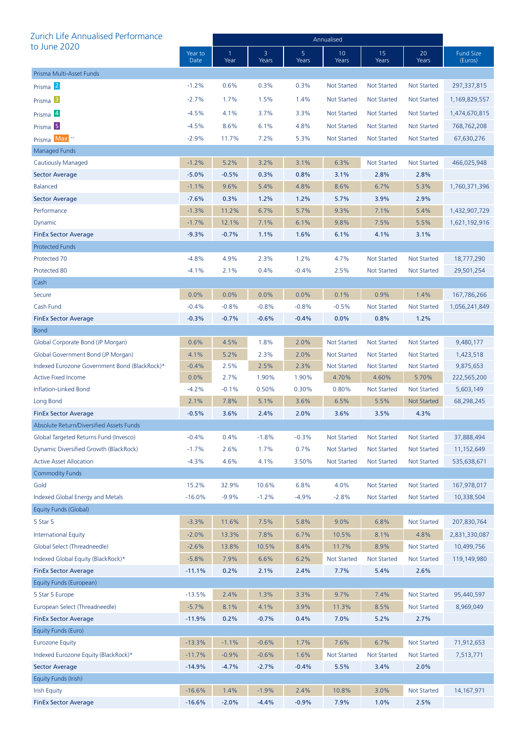## Zurich Life Annualised Performance to June 2020

| | Year to Date | Annualised | | | | | | Fund Size (Euros) |
|---|---|---|---|---|---|---|---|---|
| | | 1 Year | 3 Years | 5 Years | 10 Years | 15 Years | 20 Years | |
| **Prisma Multi-Asset Funds** | | | | | | | | |
| Prisma 2 | -1.2% | 0.6% | 0.3% | 0.3% | Not Started | Not Started | Not Started | 297,337,815 |
| Prisma 3 | -2.7% | 1.7% | 1.5% | 1.4% | Not Started | Not Started | Not Started | 1,169,829,557 |
| Prisma 4 | -4.5% | 4.1% | 3.7% | 3.3% | Not Started | Not Started | Not Started | 1,474,670,815 |
| Prisma 5 | -4.5% | 8.6% | 6.1% | 4.8% | Not Started | Not Started | Not Started | 768,762,208 |
| Prisma Max ** | -2.9% | 11.7% | 7.2% | 5.3% | Not Started | Not Started | Not Started | 67,630,276 |
| **Managed Funds** | | | | | | | | |
| Cautiously Managed | -1.2% | 5.2% | 3.2% | 3.1% | 6.3% | Not Started | Not Started | 466,025,948 |
| **Sector Average** | **-5.0%** | **-0.5%** | **0.3%** | **0.8%** | **3.1%** | **2.8%** | **2.8%** | |
| Balanced | -1.1% | 9.6% | 5.4% | 4.8% | 8.6% | 6.7% | 5.3% | 1,760,371,396 |
| **Sector Average** | **-7.6%** | **0.3%** | **1.2%** | **1.2%** | **5.7%** | **3.9%** | **2.9%** | |
| Performance | -1.3% | 11.2% | 6.7% | 5.7% | 9.3% | 7.1% | 5.4% | 1,432,907,729 |
| Dynamic | -1.7% | 12.1% | 7.1% | 6.1% | 9.8% | 7.5% | 5.5% | 1,621,192,916 |
| **FinEx Sector Average** | **-9.3%** | **-0.7%** | **1.1%** | **1.6%** | **6.1%** | **4.1%** | **3.1%** | |
| **Protected Funds** | | | | | | | | |
| Protected 70 | -4.8% | 4.9% | 2.3% | 1.2% | 4.7% | Not Started | Not Started | 18,777,290 |
| Protected 80 | -4.1% | 2.1% | 0.4% | -0.4% | 2.5% | Not Started | Not Started | 29,501,254 |
| **Cash** | | | | | | | | |
| Secure | 0.0% | 0.0% | 0.0% | 0.0% | 0.1% | 0.9% | 1.4% | 167,786,266 |
| Cash Fund | -0.4% | -0.8% | -0.8% | -0.8% | -0.5% | Not Started | Not Started | 1,056,241,849 |
| **FinEx Sector Average** | **-0.3%** | **-0.7%** | **-0.6%** | **-0.4%** | **0.0%** | **0.8%** | **1.2%** | |
| **Bond** | | | | | | | | |
| Global Corporate Bond (JP Morgan) | 0.6% | 4.5% | 1.8% | 2.0% | Not Started | Not Started | Not Started | 9,480,177 |
| Global Government Bond (JP Morgan) | 4.1% | 5.2% | 2.3% | 2.0% | Not Started | Not Started | Not Started | 1,423,518 |
| Indexed Eurozone Government Bond (BlackRock)* | -0.4% | 2.5% | 2.5% | 2.3% | Not Started | Not Started | Not Started | 9,875,653 |
| Active Fixed Income | 0.0% | 2.7% | 1.90% | 1.90% | 4.70% | 4.60% | 5.70% | 222,565,200 |
| Inflation-Linked Bond | -4.2% | -0.1% | 0.50% | 0.30% | 0.80% | Not Started | Not Started | 5,603,149 |
| Long Bond | 2.1% | 7.8% | 5.1% | 3.6% | 6.5% | 5.5% | Not Started | 68,298,245 |
| **FinEx Sector Average** | **-0.5%** | **3.6%** | **2.4%** | **2.0%** | **3.6%** | **3.5%** | **4.3%** | |
| **Absolute Return/Diversified Assets Funds** | | | | | | | | |
| Global Targeted Returns Fund (Invesco) | -0.4% | 0.4% | -1.8% | -0.3% | Not Started | Not Started | Not Started | 37,888,494 |
| Dynamic Diversified Growth (BlackRock) | -1.7% | 2.6% | 1.7% | 0.7% | Not Started | Not Started | Not Started | 11,152,649 |
| Active Asset Allocation | -4.3% | 4.6% | 4.1% | 3.50% | Not Started | Not Started | Not Started | 535,638,671 |
| **Commodity Funds** | | | | | | | | |
| Gold | 15.2% | 32.9% | 10.6% | 6.8% | 4.0% | Not Started | Not Started | 167,978,017 |
| Indexed Global Energy and Metals | -16.0% | -9.9% | -1.2% | -4.9% | -2.8% | Not Started | Not Started | 10,338,504 |
| **Equity Funds (Global)** | | | | | | | | |
| 5 Star 5 | -3.3% | 11.6% | 7.5% | 5.8% | 9.0% | 6.8% | Not Started | 207,830,764 |
| International Equity | -2.0% | 13.3% | 7.8% | 6.7% | 10.5% | 8.1% | 4.8% | 2,831,330,087 |
| Global Select (Threadneedle) | -2.6% | 13.8% | 10.5% | 8.4% | 11.7% | 8.9% | Not Started | 10,499,756 |
| Indexed Global Equity (BlackRock)* | -5.8% | 7.9% | 6.6% | 6.2% | Not Started | Not Started | Not Started | 119,149,980 |
| **FinEx Sector Average** | **-11.1%** | **0.2%** | **2.1%** | **2.4%** | **7.7%** | **5.4%** | **2.6%** | |
| **Equity Funds (European)** | | | | | | | | |
| 5 Star 5 Europe | -13.5% | 2.4% | 1.3% | 3.3% | 9.7% | 7.4% | Not Started | 95,440,597 |
| European Select (Threadneedle) | -5.7% | 8.1% | 4.1% | 3.9% | 11.3% | 8.5% | Not Started | 8,969,049 |
| **FinEx Sector Average** | **-11.9%** | **0.2%** | **-0.7%** | **0.4%** | **7.0%** | **5.2%** | **2.7%** | |
| **Equity Funds (Euro)** | | | | | | | | |
| Eurozone Equity | -13.3% | -1.1% | -0.6% | 1.7% | 7.6% | 6.7% | Not Started | 71,912,653 |
| Indexed Eurozone Equity (BlackRock)* | -11.7% | -0.9% | -0.6% | 1.6% | Not Started | Not Started | Not Started | 7,513,771 |
| **Sector Average** | **-14.9%** | **-4.7%** | **-2.7%** | **-0.4%** | **5.5%** | **3.4%** | **2.0%** | |
| **Equity Funds (Irish)** | | | | | | | | |
| Irish Equity | -16.6% | 1.4% | -1.9% | 2.4% | 10.8% | 3.0% | Not Started | 14,167,971 |
| **FinEx Sector Average** | **-16.6%** | **-2.0%** | **-4.4%** | **-0.9%** | **7.9%** | **1.0%** | **2.5%** | |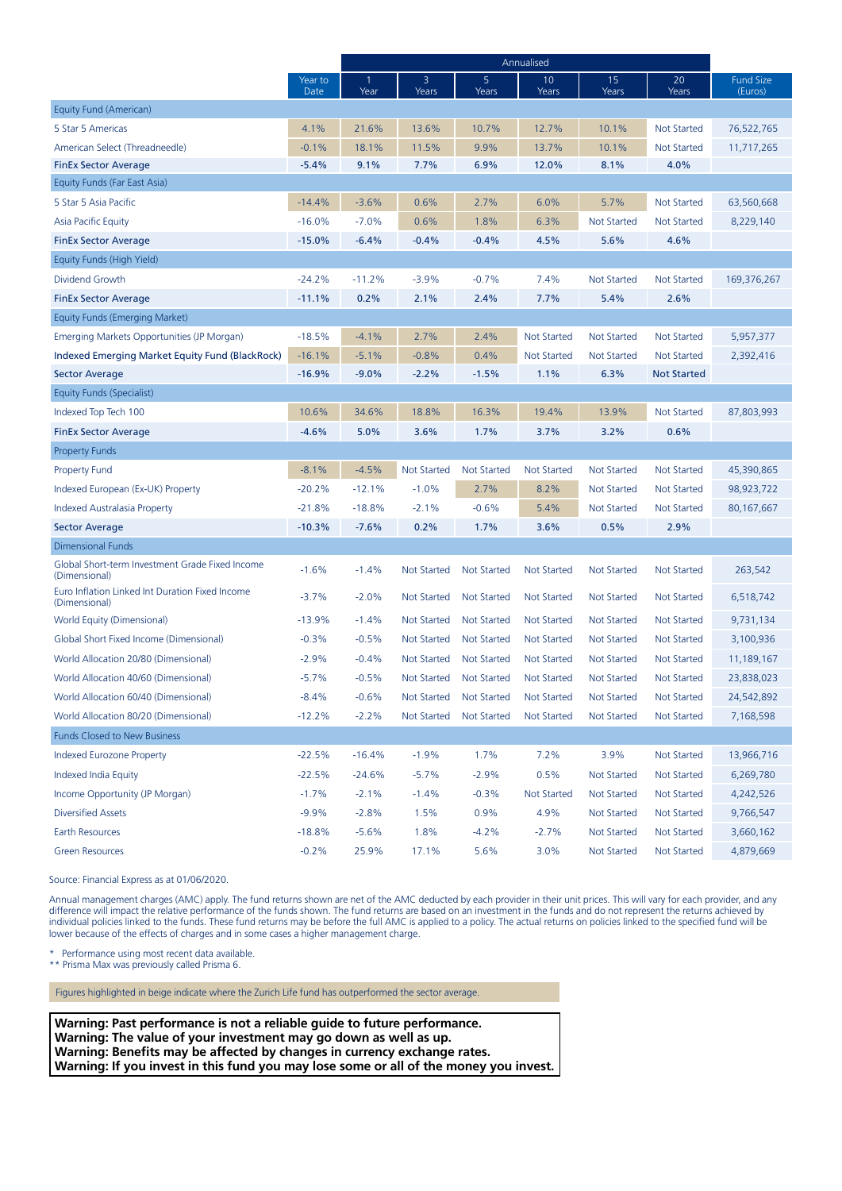| | | Annualised | | | | | | |
|---|---|---|---|---|---|---|---|---|
| | Year to Date | 1 Year | 3 Years | 5 Years | 10 Years | 15 Years | 20 Years | Fund Size (Euros) |
| **Equity Fund (American)** | | | | | | | | |
| 5 Star 5 Americas | 4.1% | 21.6% | 13.6% | 10.7% | 12.7% | 10.1% | Not Started | 76,522,765 |
| American Select (Threadneedle) | -0.1% | 18.1% | 11.5% | 9.9% | 13.7% | 10.1% | Not Started | 11,717,265 |
| **FinEx Sector Average** | **-5.4%** | **9.1%** | **7.7%** | **6.9%** | **12.0%** | **8.1%** | **4.0%** | |
| **Equity Funds (Far East Asia)** | | | | | | | | |
| 5 Star 5 Asia Pacific | -14.4% | -3.6% | 0.6% | 2.7% | 6.0% | 5.7% | Not Started | 63,560,668 |
| Asia Pacific Equity | -16.0% | -7.0% | 0.6% | 1.8% | 6.3% | Not Started | Not Started | 8,229,140 |
| **FinEx Sector Average** | **-15.0%** | **-6.4%** | **-0.4%** | **-0.4%** | **4.5%** | **5.6%** | **4.6%** | |
| **Equity Funds (High Yield)** | | | | | | | | |
| Dividend Growth | -24.2% | -11.2% | -3.9% | -0.7% | 7.4% | Not Started | Not Started | 169,376,267 |
| **FinEx Sector Average** | **-11.1%** | **0.2%** | **2.1%** | **2.4%** | **7.7%** | **5.4%** | **2.6%** | |
| **Equity Funds (Emerging Market)** | | | | | | | | |
| Emerging Markets Opportunities (JP Morgan) | -18.5% | -4.1% | 2.7% | 2.4% | Not Started | Not Started | Not Started | 5,957,377 |
| Indexed Emerging Market Equity Fund (BlackRock) | -16.1% | -5.1% | -0.8% | 0.4% | Not Started | Not Started | Not Started | 2,392,416 |
| **Sector Average** | **-16.9%** | **-9.0%** | **-2.2%** | **-1.5%** | **1.1%** | **6.3%** | **Not Started** | |
| **Equity Funds (Specialist)** | | | | | | | | |
| Indexed Top Tech 100 | 10.6% | 34.6% | 18.8% | 16.3% | 19.4% | 13.9% | Not Started | 87,803,993 |
| **FinEx Sector Average** | **-4.6%** | **5.0%** | **3.6%** | **1.7%** | **3.7%** | **3.2%** | **0.6%** | |
| **Property Funds** | | | | | | | | |
| Property Fund | -8.1% | -4.5% | Not Started | Not Started | Not Started | Not Started | Not Started | 45,390,865 |
| Indexed European (Ex-UK) Property | -20.2% | -12.1% | -1.0% | 2.7% | 8.2% | Not Started | Not Started | 98,923,722 |
| Indexed Australasia Property | -21.8% | -18.8% | -2.1% | -0.6% | 5.4% | Not Started | Not Started | 80,167,667 |
| **Sector Average** | **-10.3%** | **-7.6%** | **0.2%** | **1.7%** | **3.6%** | **0.5%** | **2.9%** | |
| **Dimensional Funds** | | | | | | | | |
| Global Short-term Investment Grade Fixed Income (Dimensional) | -1.6% | -1.4% | Not Started | Not Started | Not Started | Not Started | Not Started | 263,542 |
| Euro Inflation Linked Int Duration Fixed Income (Dimensional) | -3.7% | -2.0% | Not Started | Not Started | Not Started | Not Started | Not Started | 6,518,742 |
| World Equity (Dimensional) | -13.9% | -1.4% | Not Started | Not Started | Not Started | Not Started | Not Started | 9,731,134 |
| Global Short Fixed Income (Dimensional) | -0.3% | -0.5% | Not Started | Not Started | Not Started | Not Started | Not Started | 3,100,936 |
| World Allocation 20/80 (Dimensional) | -2.9% | -0.4% | Not Started | Not Started | Not Started | Not Started | Not Started | 11,189,167 |
| World Allocation 40/60 (Dimensional) | -5.7% | -0.5% | Not Started | Not Started | Not Started | Not Started | Not Started | 23,838,023 |
| World Allocation 60/40 (Dimensional) | -8.4% | -0.6% | Not Started | Not Started | Not Started | Not Started | Not Started | 24,542,892 |
| World Allocation 80/20 (Dimensional) | -12.2% | -2.2% | Not Started | Not Started | Not Started | Not Started | Not Started | 7,168,598 |
| **Funds Closed to New Business** | | | | | | | | |
| Indexed Eurozone Property | -22.5% | -16.4% | -1.9% | 1.7% | 7.2% | 3.9% | Not Started | 13,966,716 |
| Indexed India Equity | -22.5% | -24.6% | -5.7% | -2.9% | 0.5% | Not Started | Not Started | 6,269,780 |
| Income Opportunity (JP Morgan) | -1.7% | -2.1% | -1.4% | -0.3% | Not Started | Not Started | Not Started | 4,242,526 |
| Diversified Assets | -9.9% | -2.8% | 1.5% | 0.9% | 4.9% | Not Started | Not Started | 9,766,547 |
| Earth Resources | -18.8% | -5.6% | 1.8% | -4.2% | -2.7% | Not Started | Not Started | 3,660,162 |
| Green Resources | -0.2% | 25.9% | 17.1% | 5.6% | 3.0% | Not Started | Not Started | 4,879,669 |

Source: Financial Express as at 01/06/2020.

Annual management charges (AMC) apply. The fund returns shown are net of the AMC deducted by each provider in their unit prices. This will vary for each provider, and any difference will impact the relative performance of the funds shown. The fund returns are based on an investment in the funds and do not represent the returns achieved by individual policies linked to the funds. These fund returns may be before the full AMC is applied to a policy. The actual returns on policies linked to the specified fund will be lower because of the effects of charges and in some cases a higher management charge.

\* Performance using most recent data available.
\*\* Prisma Max was previously called Prisma 6.

Figures highlighted in beige indicate where the Zurich Life fund has outperformed the sector average.

**Warning: Past performance is not a reliable guide to future performance.**
**Warning: The value of your investment may go down as well as up.**
**Warning: Benefits may be affected by changes in currency exchange rates.**
**Warning: If you invest in this fund you may lose some or all of the money you invest.**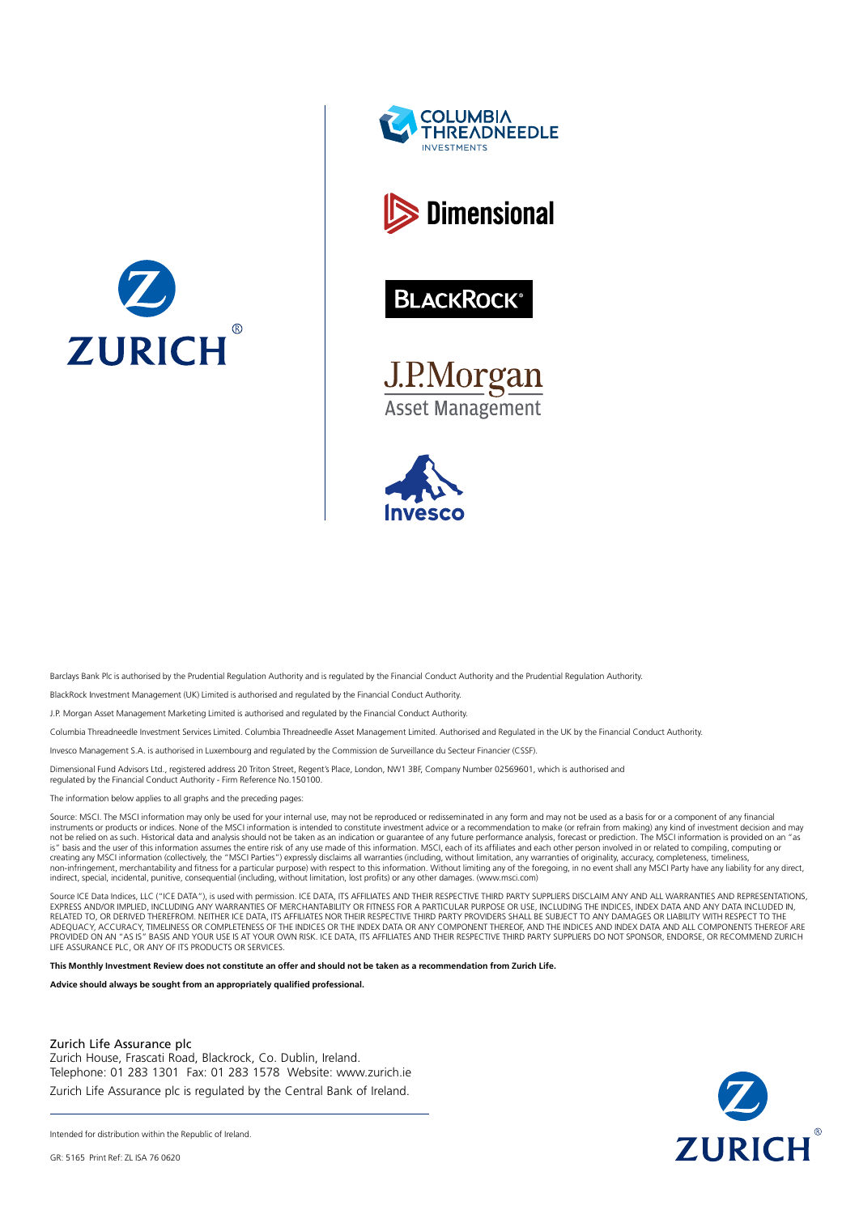Barclays Bank Plc is authorised by the Prudential Regulation Authority and is regulated by the Financial Conduct Authority and the Prudential Regulation Authority.

BlackRock Investment Management (UK) Limited is authorised and regulated by the Financial Conduct Authority.

J.P. Morgan Asset Management Marketing Limited is authorised and regulated by the Financial Conduct Authority.

Columbia Threadneedle Investment Services Limited. Columbia Threadneedle Asset Management Limited. Authorised and Regulated in the UK by the Financial Conduct Authority.

Invesco Management S.A. is authorised in Luxembourg and regulated by the Commission de Surveillance du Secteur Financier (CSSF).

Dimensional Fund Advisors Ltd., registered address 20 Triton Street, Regent's Place, London, NW1 3BF, Company Number 02569601, which is authorised and regulated by the Financial Conduct Authority - Firm Reference No.150100.

The information below applies to all graphs and the preceding pages:

Source: MSCI. The MSCI information may only be used for your internal use, may not be reproduced or redisseminated in any form and may not be used as a basis for or a component of any financial instruments or products or indices. None of the MSCI information is intended to constitute investment advice or a recommendation to make (or refrain from making) any kind of investment decision and may not be relied on as such. Historical data and analysis should not be taken as an indication or guarantee of any future performance analysis, forecast or prediction. The MSCI information is provided on an "as is" basis and the user of this information assumes the entire risk of any use made of this information. MSCI, each of its affiliates and each other person involved in or related to compiling, computing or creating any MSCI information (collectively, the "MSCI Parties") expressly disclaims all warranties (including, without limitation, any warranties of originality, accuracy, completeness, timeliness, non-infringement, merchantability and fitness for a particular purpose) with respect to this information. Without limiting any of the foregoing, in no event shall any MSCI Party have any liability for any direct, indirect, special, incidental, punitive, consequential (including, without limitation, lost profits) or any other damages. (www.msci.com)

Source ICE Data Indices, LLC ("ICE DATA"), is used with permission. ICE DATA, ITS AFFILIATES AND THEIR RESPECTIVE THIRD PARTY SUPPLIERS DISCLAIM ANY AND ALL WARRANTIES AND REPRESENTATIONS, EXPRESS AND/OR IMPLIED, INCLUDING ANY WARRANTIES OF MERCHANTABILITY OR FITNESS FOR A PARTICULAR PURPOSE OR USE, INCLUDING THE INDICES, INDEX DATA AND ANY DATA INCLUDED IN, RELATED TO, OR DERIVED THEREFROM. NEITHER ICE DATA, ITS AFFILIATES NOR THEIR RESPECTIVE THIRD PARTY PROVIDERS SHALL BE SUBJECT TO ANY DAMAGES OR LIABILITY WITH RESPECT TO THE ADEQUACY, ACCURACY, TIMELINESS OR COMPLETENESS OF THE INDICES OR THE INDEX DATA OR ANY COMPONENT THEREOF, AND THE INDICES AND INDEX DATA AND ALL COMPONENTS THEREOF ARE PROVIDED ON AN "AS IS" BASIS AND YOUR USE IS AT YOUR OWN RISK. ICE DATA, ITS AFFILIATES AND THEIR RESPECTIVE THIRD PARTY SUPPLIERS DO NOT SPONSOR, ENDORSE, OR RECOMMEND ZURICH LIFE ASSURANCE PLC, OR ANY OF ITS PRODUCTS OR SERVICES.

**This Monthly Investment Review does not constitute an offer and should not be taken as a recommendation from Zurich Life.**

**Advice should always be sought from an appropriately qualified professional.**

Zurich Life Assurance plc
Zurich House, Frascati Road, Blackrock, Co. Dublin, Ireland.
Telephone: 01 283 1301 Fax: 01 283 1578 Website: www.zurich.ie
Zurich Life Assurance plc is regulated by the Central Bank of Ireland.

Intended for distribution within the Republic of Ireland.

GR: 5165 Print Ref: ZL ISA 76 0620